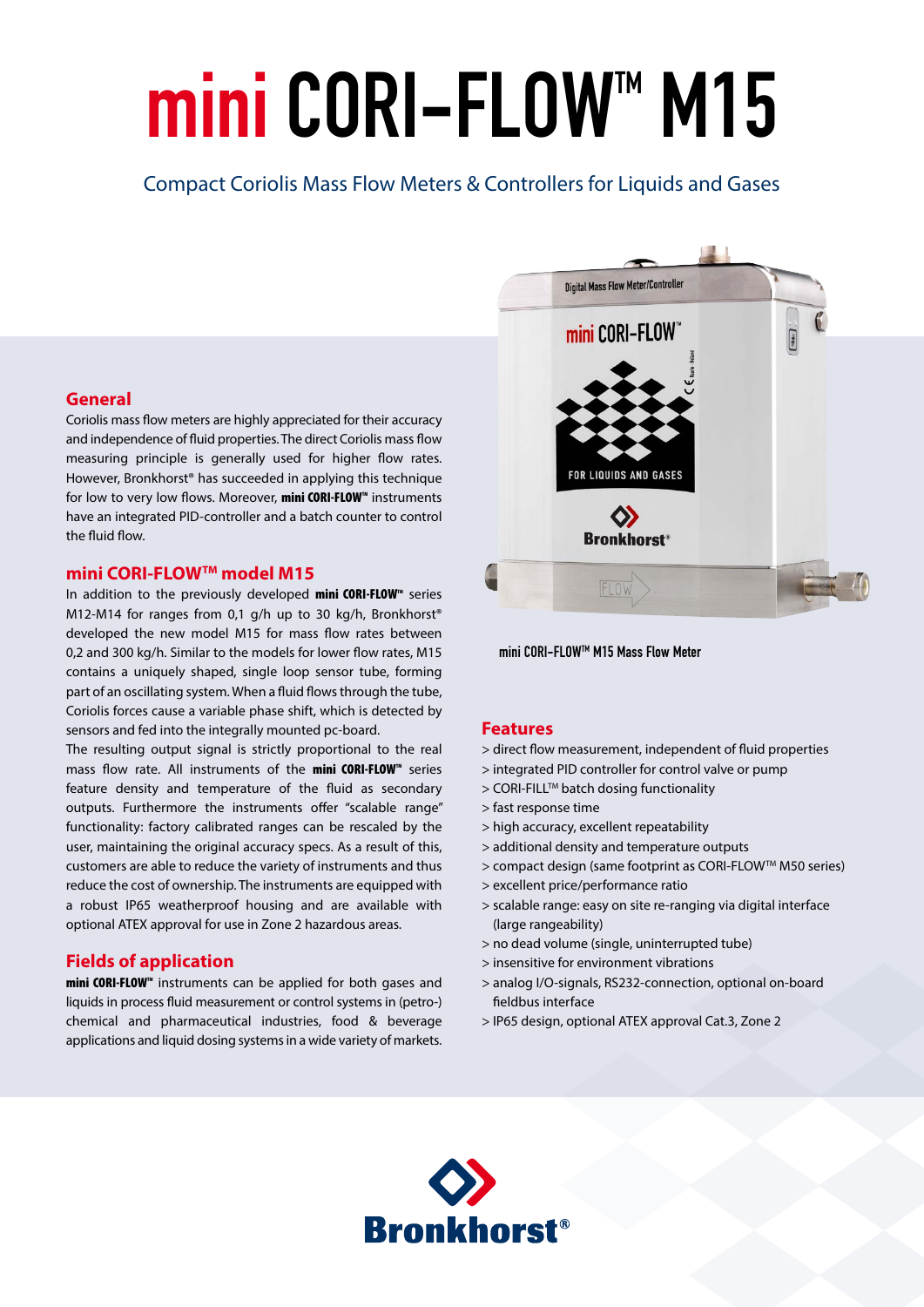# mini CORI-FLOW™ M15

## Compact Coriolis Mass Flow Meters & Controllers for Liquids and Gases

## General

Coriolis mass flow meters are highly appreciated for their accuracy and independence of fluid properties. The direct Coriolis mass flow measuring principle is generally used for higher flow rates. However, Bronkhorst® has succeeded in applying this technique for low to very low flows. Moreover, **mini CORI-FLOW™** instruments have an integrated PID-controller and a batch counter to control the fluid flow.

## mini CORI-FLOW™ model M15

In addition to the previously developed **mini CORI-FLOW™** series M12-M14 for ranges from 0,1 g/h up to 30 kg/h, Bronkhorst® developed the new model M15 for mass flow rates between 0,2 and 300 kg/h. Similar to the models for lower flow rates, M15 contains a uniquely shaped, single loop sensor tube, forming part of an oscillating system. When a fluid flows through the tube, Coriolis forces cause a variable phase shift, which is detected by sensors and fed into the integrally mounted pc-board.

The resulting output signal is strictly proportional to the real mass flow rate. All instruments of the **mini CORI-FLOW™** series feature density and temperature of the fluid as secondary outputs. Furthermore the instruments offer "scalable range" functionality: factory calibrated ranges can be rescaled by the user, maintaining the original accuracy specs. As a result of this, customers are able to reduce the variety of instruments and thus reduce the cost of ownership. The instruments are equipped with a robust IP65 weatherproof housing and are available with optional ATEX approval for use in Zone 2 hazardous areas.

## Fields of application

**mini CORI-FLOW™** instruments can be applied for both gases and liquids in process fluid measurement or control systems in (petro-) chemical and pharmaceutical industries, food & beverage applications and liquid dosing systems in a wide variety of markets.

**mini CORI-FLOW™ M15 Mass Flow Meter**

## Features

> direct flow measurement, independent of fluid properties
> integrated PID controller for control valve or pump
> CORI-FILL™ batch dosing functionality
> fast response time
> high accuracy, excellent repeatability
> additional density and temperature outputs
> compact design (same footprint as CORI-FLOW™ M50 series)
> excellent price/performance ratio
> scalable range: easy on site re-ranging via digital interface (large rangeability)
> no dead volume (single, uninterrupted tube)
> insensitive for environment vibrations
> analog I/O-signals, RS232-connection, optional on-board fieldbus interface
> IP65 design, optional ATEX approval Cat.3, Zone 2

Bronkhorst®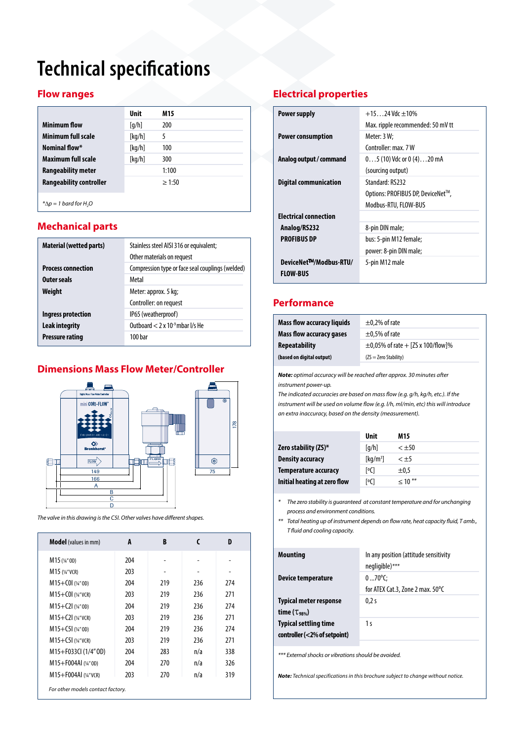# Technical specifications

## Flow ranges

| | Unit | M15 |
|---|---|---|
| **Minimum flow** | [g/h] | 200 |
| **Minimum full scale** | [kg/h] | 5 |
| **Nominal flow*** | [kg/h] | 100 |
| **Maximum full scale** | [kg/h] | 300 |
| **Rangeability meter** | | 1:100 |
| **Rangeability controller** | | ≥ 1:50 |

*\*Δp = 1 bard for $H_2O$*

## Mechanical parts

| | |
|---|---|
| **Material (wetted parts)** | Stainless steel AISI 316 or equivalent; Other materials on request |
| **Process connection** | Compression type or face seal couplings (welded) |
| **Outer seals** | Metal |
| **Weight** | Meter: approx. 5 kg; Controller: on request |
| **Ingress protection** | IP65 (weatherproof) |
| **Leak integrity** | Outboard < 2 x $10^{-9}$ mbar l/s He |
| **Pressure rating** | 100 bar |

## Dimensions Mass Flow Meter/Controller

The valve in this drawing is the C5I. Other valves have different shapes.

| **Model** (values in mm) | A | B | C | D |
|---|---|---|---|---|
| M15 (¼" OD) | 204 | - | - | - |
| M15 (¼" VCR) | 203 | - | - | - |
| M15+C0I (¼" OD) | 204 | 219 | 236 | 274 |
| M15+C0I (¼" VCR) | 203 | 219 | 236 | 271 |
| M15+C2I (¼" OD) | 204 | 219 | 236 | 274 |
| M15+C2I (¼" VCR) | 203 | 219 | 236 | 271 |
| M15+C5I (¼" OD) | 204 | 219 | 236 | 274 |
| M15+C5I (¼" VCR) | 203 | 219 | 236 | 271 |
| M15+F033CI (1/4" OD) | 204 | 283 | n/a | 338 |
| M15+F004AI (¼" OD) | 204 | 270 | n/a | 326 |
| M15+F004AI (¼" VCR) | 203 | 270 | n/a | 319 |

*For other models contact factory.*

## Electrical properties

| | |
|---|---|
| **Power supply** | +15…24 Vdc ±10%; Max. ripple recommended: 50 mV tt |
| **Power consumption** | Meter: 3 W; Controller: max. 7 W |
| **Analog output / command** | 0…5 (10) Vdc or 0 (4)…20 mA (sourcing output) |
| **Digital communication** | Standard: RS232; Options: PROFIBUS DP, DeviceNet™, Modbus-RTU, FLOW-BUS |
| **Electrical connection** | |
| **Analog/RS232** | 8-pin DIN male; |
| **PROFIBUS DP** | bus: 5-pin M12 female; power: 8-pin DIN male; |
| **DeviceNet™/Modbus-RTU/ FLOW-BUS** | 5-pin M12 male |

## Performance

| | |
|---|---|
| **Mass flow accuracy liquids** | ±0,2% of rate |
| **Mass flow accuracy gases** | ±0,5% of rate |
| **Repeatability** | ±0,05% of rate + [ZS x 100/flow]% |
| **(based on digital output)** | (ZS = Zero Stability) |

***Note:*** *optimal accuracy will be reached after approx. 30 minutes after instrument power-up.*
*The indicated accuracies are based on mass flow (e.g. g/h, kg/h, etc.). If the instrument will be used on volume flow (e.g. l/h, ml/min, etc) this will introduce an extra inaccuracy, based on the density (measurement).*

| | Unit | M15 |
|---|---|---|
| **Zero stability (ZS)*** | [g/h] | < ±50 |
| **Density accuracy** | [kg/m³] | < ±5 |
| **Temperature accuracy** | [°C] | ±0,5 |
| **Initial heating at zero flow** | [°C] | ≤ 10 ** |

\* *The zero stability is guaranteed at constant temperature and for unchanging process and environment conditions.*

\*\* *Total heating up of instrument depends on flow rate, heat capacity fluid, T amb., T fluid and cooling capacity.*

| | |
|---|---|
| **Mounting** | In any position (attitude sensitivity negligible)*** |
| **Device temperature** | 0 ...70°C; for ATEX Cat.3, Zone 2 max. 50°C |
| **Typical meter response time ($\tau_{98\%}$)** | 0,2 s |
| **Typical settling time controller (<2% of setpoint)** | 1 s |

\*\*\* *External shocks or vibrations should be avoided.*

***Note:*** *Technical specifications in this brochure subject to change without notice.*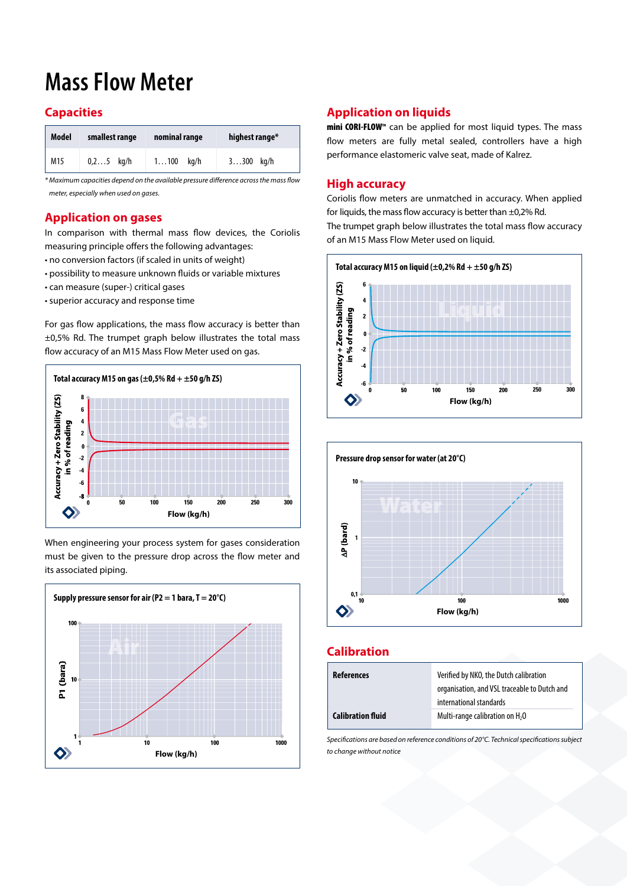# Mass Flow Meter

## Capacities

| Model | smallest range | nominal range | highest range* |
|---|---|---|---|
| M15 | 0,2…5 kg/h | 1…100 kg/h | 3…300 kg/h |

*\* Maximum capacities depend on the available pressure difference across the mass flow meter, especially when used on gases.*

## Application on gases

In comparison with thermal mass flow devices, the Coriolis measuring principle offers the following advantages:

- no conversion factors (if scaled in units of weight)
- possibility to measure unknown fluids or variable mixtures
- can measure (super-) critical gases
- superior accuracy and response time

For gas flow applications, the mass flow accuracy is better than ±0,5% Rd. The trumpet graph below illustrates the total mass flow accuracy of an M15 Mass Flow Meter used on gas.

**Total accuracy M15 on gas (±0,5% Rd + ±50 g/h ZS)**

When engineering your process system for gases consideration must be given to the pressure drop across the flow meter and its associated piping.

**Supply pressure sensor for air (P2 = 1 bara, T = 20°C)**

## Application on liquids

**mini CORI-FLOW™** can be applied for most liquid types. The mass flow meters are fully metal sealed, controllers have a high performance elastomeric valve seat, made of Kalrez.

## High accuracy

Coriolis flow meters are unmatched in accuracy. When applied for liquids, the mass flow accuracy is better than ±0,2% Rd.

The trumpet graph below illustrates the total mass flow accuracy of an M15 Mass Flow Meter used on liquid.

**Total accuracy M15 on liquid (±0,2% Rd + ±50 g/h ZS)**

**Pressure drop sensor for water (at 20°C)**

## Calibration

| | |
|---|---|
| **References** | Verified by NKO, the Dutch calibration organisation, and VSL traceable to Dutch and international standards |
| **Calibration fluid** | Multi-range calibration on $H_2O$ |

*Specifications are based on reference conditions of 20°C. Technical specifications subject to change without notice*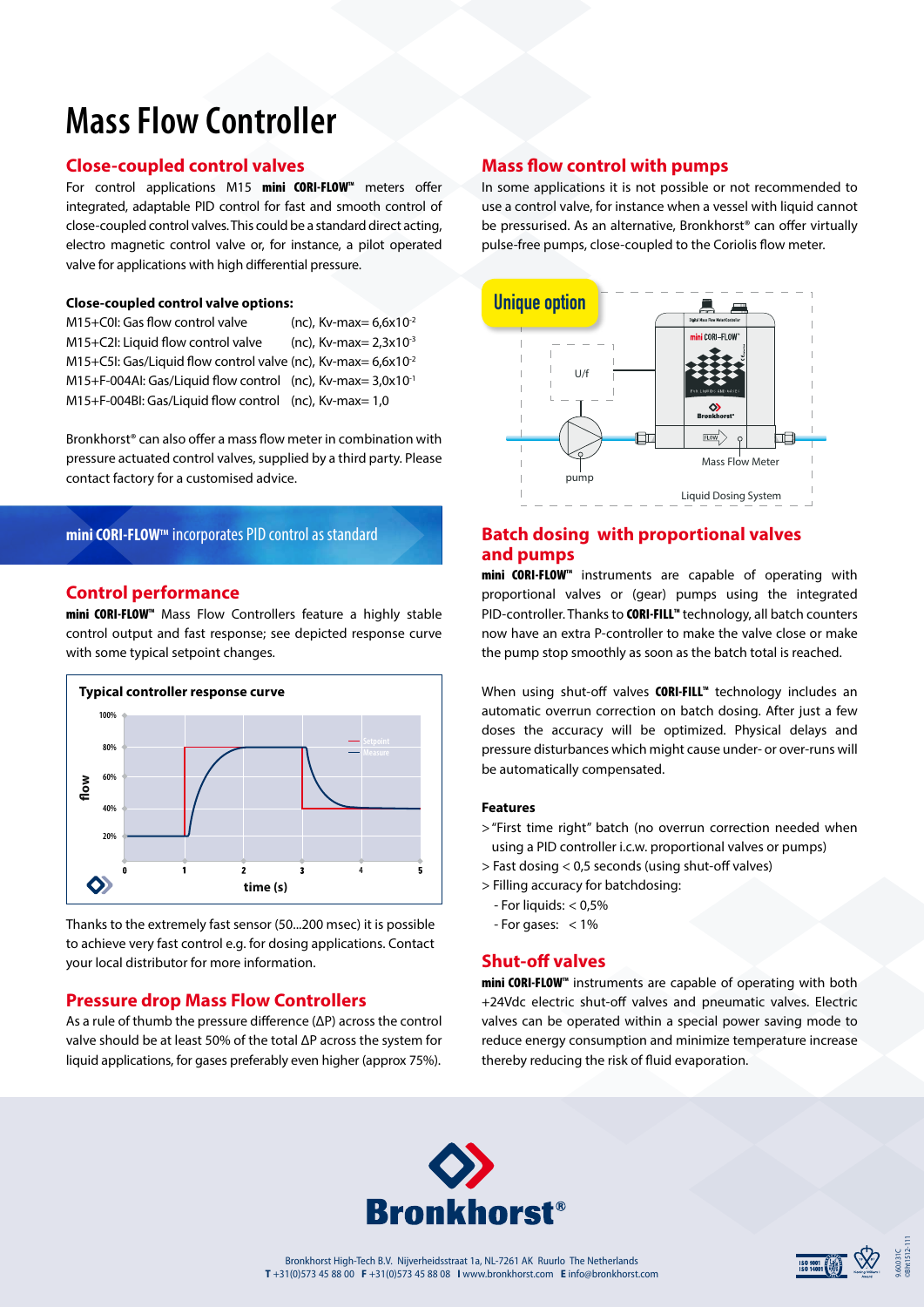# Mass Flow Controller

## Close-coupled control valves

For control applications M15 **mini CORI-FLOW™** meters offer integrated, adaptable PID control for fast and smooth control of close-coupled control valves. This could be a standard direct acting, electro magnetic control valve or, for instance, a pilot operated valve for applications with high differential pressure.

**Close-coupled control valve options:**

M15+C0I: Gas flow control valve (nc), Kv-max= $6{,}6\times10^{-2}$
M15+C2I: Liquid flow control valve (nc), Kv-max= $2{,}3\times10^{-3}$
M15+C5I: Gas/Liquid flow control valve (nc), Kv-max= $6{,}6\times10^{-2}$
M15+F-004AI: Gas/Liquid flow control (nc), Kv-max= $3{,}0\times10^{-1}$
M15+F-004BI: Gas/Liquid flow control (nc), Kv-max= 1,0

Bronkhorst® can also offer a mass flow meter in combination with pressure actuated control valves, supplied by a third party. Please contact factory for a customised advice.

**mini CORI-FLOW™ incorporates PID control as standard**

## Control performance

**mini CORI-FLOW™** Mass Flow Controllers feature a highly stable control output and fast response; see depicted response curve with some typical setpoint changes.

**Typical controller response curve**

flow
100%
80%
60%
40%
20%
0
1
2
3
4
5
time (s)
Setpoint
Measure

Thanks to the extremely fast sensor (50...200 msec) it is possible to achieve very fast control e.g. for dosing applications. Contact your local distributor for more information.

## Pressure drop Mass Flow Controllers

As a rule of thumb the pressure difference (ΔP) across the control valve should be at least 50% of the total ΔP across the system for liquid applications, for gases preferably even higher (approx 75%).

## Mass flow control with pumps

In some applications it is not possible or not recommended to use a control valve, for instance when a vessel with liquid cannot be pressurised. As an alternative, Bronkhorst® can offer virtually pulse-free pumps, close-coupled to the Coriolis flow meter.

Unique option
U/f
pump
Mass Flow Meter
Liquid Dosing System

## Batch dosing with proportional valves and pumps

**mini CORI-FLOW™** instruments are capable of operating with proportional valves or (gear) pumps using the integrated PID-controller. Thanks to **CORI-FILL™** technology, all batch counters now have an extra P-controller to make the valve close or make the pump stop smoothly as soon as the batch total is reached.

When using shut-off valves **CORI-FILL™** technology includes an automatic overrun correction on batch dosing. After just a few doses the accuracy will be optimized. Physical delays and pressure disturbances which might cause under- or over-runs will be automatically compensated.

**Features**

> "First time right" batch (no overrun correction needed when using a PID controller i.c.w. proportional valves or pumps)
> Fast dosing < 0,5 seconds (using shut-off valves)
> Filling accuracy for batchdosing:
  - For liquids: < 0,5%
  - For gases: < 1%

## Shut-off valves

**mini CORI-FLOW™** instruments are capable of operating with both +24Vdc electric shut-off valves and pneumatic valves. Electric valves can be operated within a special power saving mode to reduce energy consumption and minimize temperature increase thereby reducing the risk of fluid evaporation.

Bronkhorst®

Bronkhorst High-Tech B.V. Nijverheidsstraat 1a, NL-7261 AK Ruurlo The Netherlands
**T** +31(0)573 45 88 00 **F** +31(0)573 45 88 08 **I** www.bronkhorst.com **E** info@bronkhorst.com

9.60.031C
0BHE1512-111